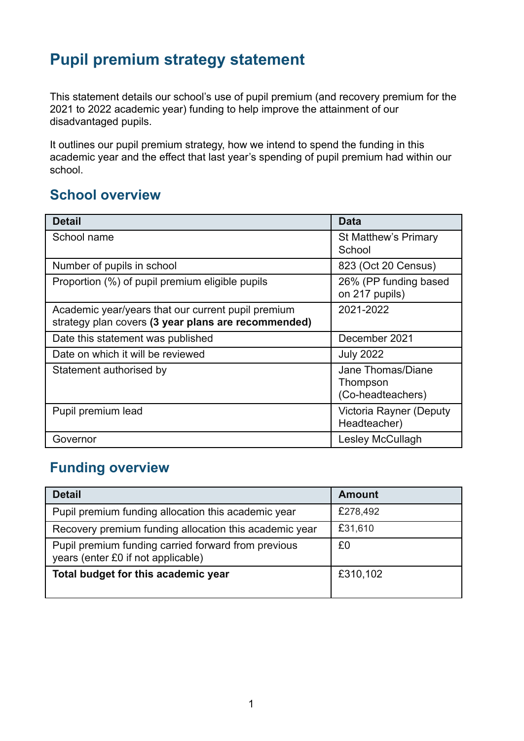# Pupil premium strategy statement

This statement details our school's use of pupil premium (and recovery premium for the 2021 to 2022 academic year) funding to help improve the attainment of our disadvantaged pupils.

It outlines our pupil premium strategy, how we intend to spend the funding in this academic year and the effect that last year's spending of pupil premium had within our school.

## School overview

| Detail | Data |
|---|---|
| School name | St Matthew's Primary School |
| Number of pupils in school | 823 (Oct 20 Census) |
| Proportion (%) of pupil premium eligible pupils | 26% (PP funding based on 217 pupils) |
| Academic year/years that our current pupil premium strategy plan covers **(3 year plans are recommended)** | 2021-2022 |
| Date this statement was published | December 2021 |
| Date on which it will be reviewed | July 2022 |
| Statement authorised by | Jane Thomas/Diane Thompson (Co-headteachers) |
| Pupil premium lead | Victoria Rayner (Deputy Headteacher) |
| Governor | Lesley McCullagh |

## Funding overview

| Detail | Amount |
|---|---|
| Pupil premium funding allocation this academic year | £278,492 |
| Recovery premium funding allocation this academic year | £31,610 |
| Pupil premium funding carried forward from previous years (enter £0 if not applicable) | £0 |
| **Total budget for this academic year** | £310,102 |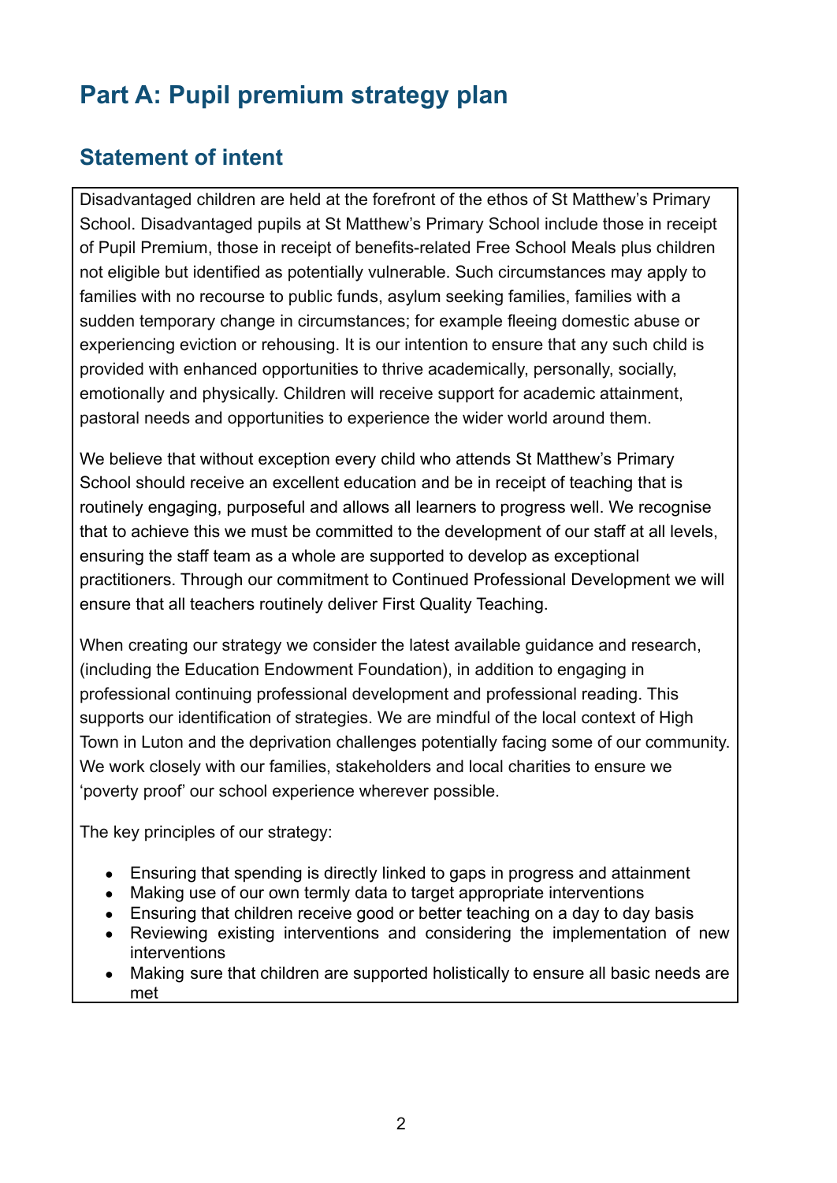# Part A: Pupil premium strategy plan

## Statement of intent

Disadvantaged children are held at the forefront of the ethos of St Matthew's Primary School. Disadvantaged pupils at St Matthew's Primary School include those in receipt of Pupil Premium, those in receipt of benefits-related Free School Meals plus children not eligible but identified as potentially vulnerable. Such circumstances may apply to families with no recourse to public funds, asylum seeking families, families with a sudden temporary change in circumstances; for example fleeing domestic abuse or experiencing eviction or rehousing. It is our intention to ensure that any such child is provided with enhanced opportunities to thrive academically, personally, socially, emotionally and physically. Children will receive support for academic attainment, pastoral needs and opportunities to experience the wider world around them.

We believe that without exception every child who attends St Matthew's Primary School should receive an excellent education and be in receipt of teaching that is routinely engaging, purposeful and allows all learners to progress well. We recognise that to achieve this we must be committed to the development of our staff at all levels, ensuring the staff team as a whole are supported to develop as exceptional practitioners. Through our commitment to Continued Professional Development we will ensure that all teachers routinely deliver First Quality Teaching.

When creating our strategy we consider the latest available guidance and research, (including the Education Endowment Foundation), in addition to engaging in professional continuing professional development and professional reading. This supports our identification of strategies. We are mindful of the local context of High Town in Luton and the deprivation challenges potentially facing some of our community. We work closely with our families, stakeholders and local charities to ensure we 'poverty proof' our school experience wherever possible.

The key principles of our strategy:

- Ensuring that spending is directly linked to gaps in progress and attainment
- Making use of our own termly data to target appropriate interventions
- Ensuring that children receive good or better teaching on a day to day basis
- Reviewing existing interventions and considering the implementation of new interventions
- Making sure that children are supported holistically to ensure all basic needs are met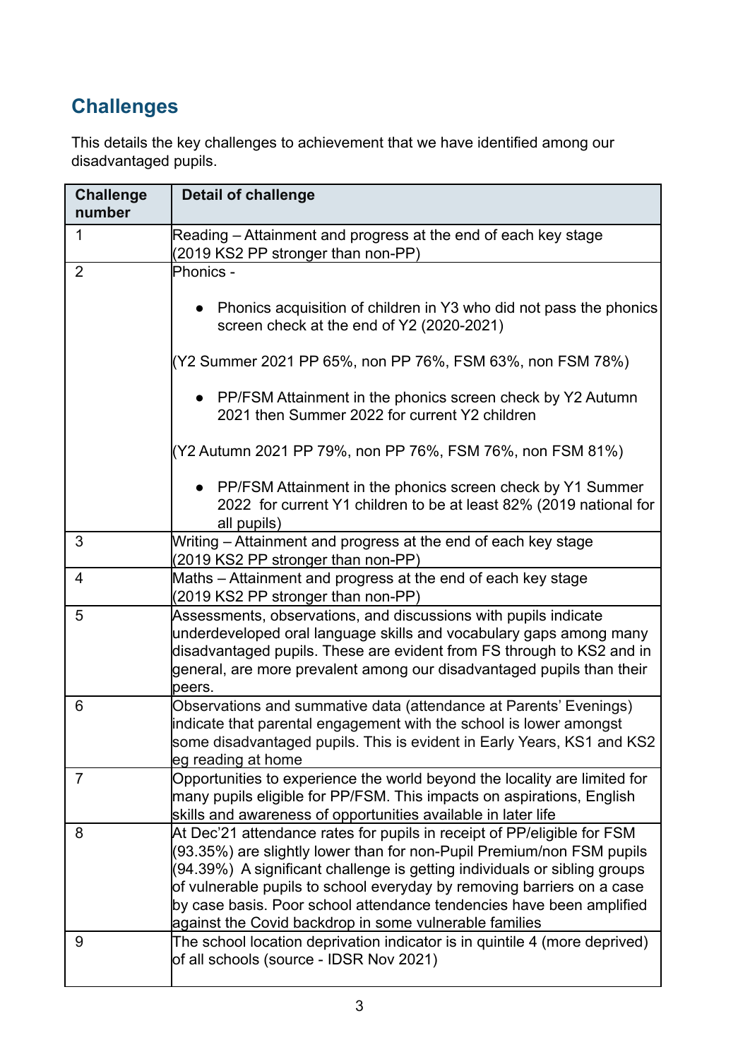## Challenges

This details the key challenges to achievement that we have identified among our disadvantaged pupils.

| Challenge number | Detail of challenge |
|---|---|
| 1 | Reading – Attainment and progress at the end of each key stage (2019 KS2 PP stronger than non-PP) |
| 2 | Phonics - <br><br>• Phonics acquisition of children in Y3 who did not pass the phonics screen check at the end of Y2 (2020-2021)<br><br>(Y2 Summer 2021 PP 65%, non PP 76%, FSM 63%, non FSM 78%)<br><br>• PP/FSM Attainment in the phonics screen check by Y2 Autumn 2021 then Summer 2022 for current Y2 children<br><br>(Y2 Autumn 2021 PP 79%, non PP 76%, FSM 76%, non FSM 81%)<br><br>• PP/FSM Attainment in the phonics screen check by Y1 Summer 2022 for current Y1 children to be at least 82% (2019 national for all pupils) |
| 3 | Writing – Attainment and progress at the end of each key stage (2019 KS2 PP stronger than non-PP) |
| 4 | Maths – Attainment and progress at the end of each key stage (2019 KS2 PP stronger than non-PP) |
| 5 | Assessments, observations, and discussions with pupils indicate underdeveloped oral language skills and vocabulary gaps among many disadvantaged pupils. These are evident from FS through to KS2 and in general, are more prevalent among our disadvantaged pupils than their peers. |
| 6 | Observations and summative data (attendance at Parents' Evenings) indicate that parental engagement with the school is lower amongst some disadvantaged pupils. This is evident in Early Years, KS1 and KS2 eg reading at home |
| 7 | Opportunities to experience the world beyond the locality are limited for many pupils eligible for PP/FSM. This impacts on aspirations, English skills and awareness of opportunities available in later life |
| 8 | At Dec'21 attendance rates for pupils in receipt of PP/eligible for FSM (93.35%) are slightly lower than for non-Pupil Premium/non FSM pupils (94.39%) A significant challenge is getting individuals or sibling groups of vulnerable pupils to school everyday by removing barriers on a case by case basis. Poor school attendance tendencies have been amplified against the Covid backdrop in some vulnerable families |
| 9 | The school location deprivation indicator is in quintile 4 (more deprived) of all schools (source - IDSR Nov 2021) |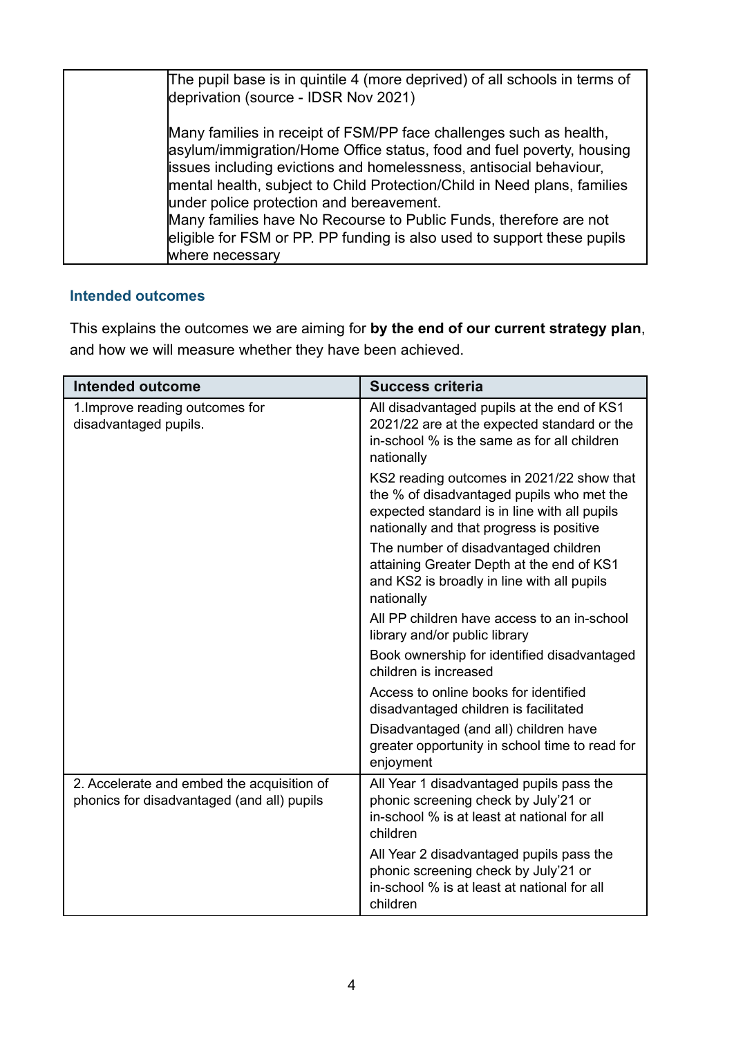| | |
|---|---|
| | The pupil base is in quintile 4 (more deprived) of all schools in terms of deprivation (source - IDSR Nov 2021)<br><br>Many families in receipt of FSM/PP face challenges such as health, asylum/immigration/Home Office status, food and fuel poverty, housing issues including evictions and homelessness, antisocial behaviour, mental health, subject to Child Protection/Child in Need plans, families under police protection and bereavement.<br>Many families have No Recourse to Public Funds, therefore are not eligible for FSM or PP. PP funding is also used to support these pupils where necessary |

### Intended outcomes

This explains the outcomes we are aiming for **by the end of our current strategy plan**, and how we will measure whether they have been achieved.

| Intended outcome | Success criteria |
|---|---|
| 1.Improve reading outcomes for disadvantaged pupils. | All disadvantaged pupils at the end of KS1 2021/22 are at the expected standard or the in-school % is the same as for all children nationally |
| | KS2 reading outcomes in 2021/22 show that the % of disadvantaged pupils who met the expected standard is in line with all pupils nationally and that progress is positive |
| | The number of disadvantaged children attaining Greater Depth at the end of KS1 and KS2 is broadly in line with all pupils nationally |
| | All PP children have access to an in-school library and/or public library |
| | Book ownership for identified disadvantaged children is increased |
| | Access to online books for identified disadvantaged children is facilitated |
| | Disadvantaged (and all) children have greater opportunity in school time to read for enjoyment |
| 2. Accelerate and embed the acquisition of phonics for disadvantaged (and all) pupils | All Year 1 disadvantaged pupils pass the phonic screening check by July'21 or in-school % is at least at national for all children |
| | All Year 2 disadvantaged pupils pass the phonic screening check by July'21 or in-school % is at least at national for all children |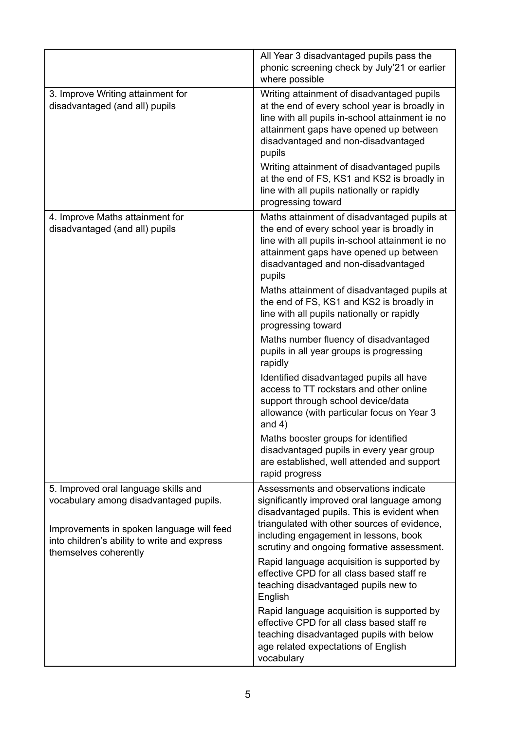| | |
|---|---|
| | All Year 3 disadvantaged pupils pass the phonic screening check by July'21 or earlier where possible |
| 3. Improve Writing attainment for disadvantaged (and all) pupils | Writing attainment of disadvantaged pupils at the end of every school year is broadly in line with all pupils in-school attainment ie no attainment gaps have opened up between disadvantaged and non-disadvantaged pupils<br><br>Writing attainment of disadvantaged pupils at the end of FS, KS1 and KS2 is broadly in line with all pupils nationally or rapidly progressing toward |
| 4. Improve Maths attainment for disadvantaged (and all) pupils | Maths attainment of disadvantaged pupils at the end of every school year is broadly in line with all pupils in-school attainment ie no attainment gaps have opened up between disadvantaged and non-disadvantaged pupils<br><br>Maths attainment of disadvantaged pupils at the end of FS, KS1 and KS2 is broadly in line with all pupils nationally or rapidly progressing toward<br><br>Maths number fluency of disadvantaged pupils in all year groups is progressing rapidly<br><br>Identified disadvantaged pupils all have access to TT rockstars and other online support through school device/data allowance (with particular focus on Year 3 and 4)<br><br>Maths booster groups for identified disadvantaged pupils in every year group are established, well attended and support rapid progress |
| 5. Improved oral language skills and vocabulary among disadvantaged pupils.<br><br>Improvements in spoken language will feed into children's ability to write and express themselves coherently | Assessments and observations indicate significantly improved oral language among disadvantaged pupils. This is evident when triangulated with other sources of evidence, including engagement in lessons, book scrutiny and ongoing formative assessment.<br><br>Rapid language acquisition is supported by effective CPD for all class based staff re teaching disadvantaged pupils new to English<br><br>Rapid language acquisition is supported by effective CPD for all class based staff re teaching disadvantaged pupils with below age related expectations of English vocabulary |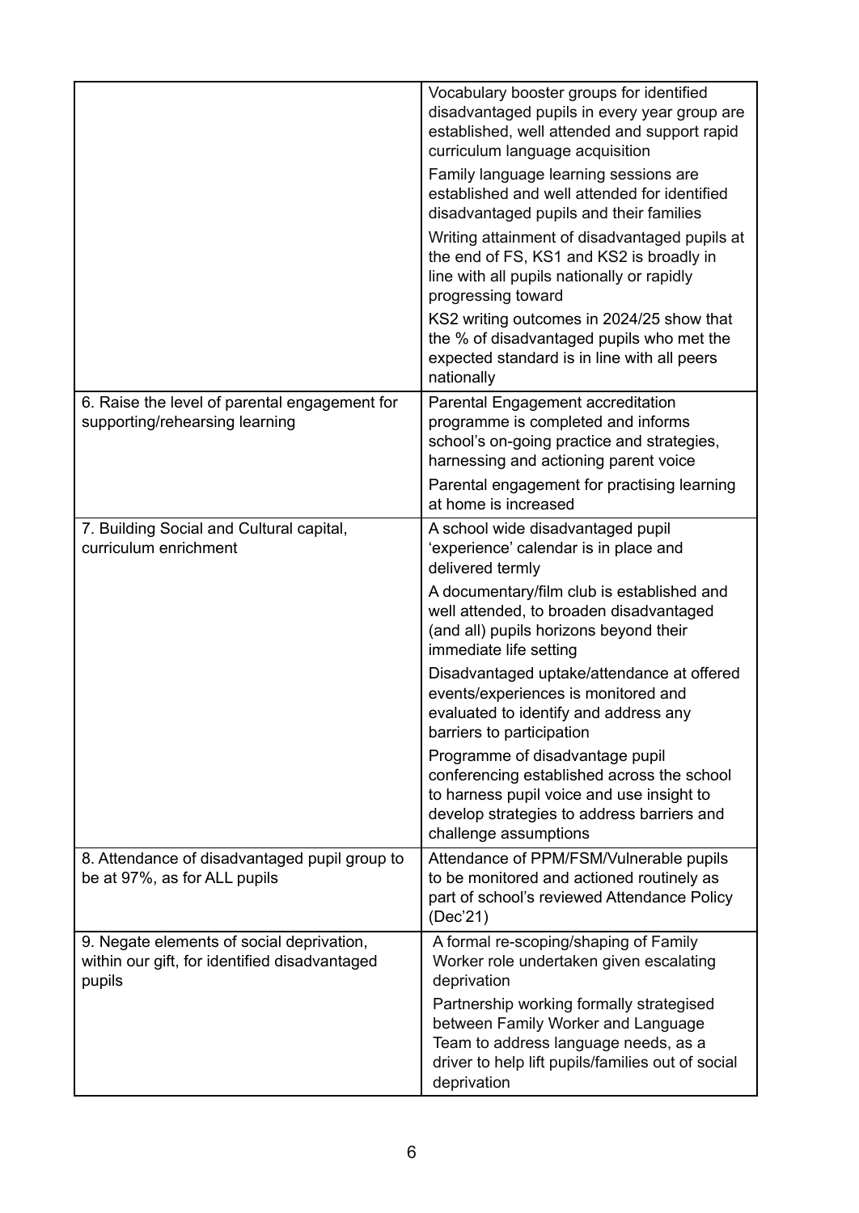| | |
|---|---|
| | Vocabulary booster groups for identified disadvantaged pupils in every year group are established, well attended and support rapid curriculum language acquisition<br><br>Family language learning sessions are established and well attended for identified disadvantaged pupils and their families<br><br>Writing attainment of disadvantaged pupils at the end of FS, KS1 and KS2 is broadly in line with all pupils nationally or rapidly progressing toward<br><br>KS2 writing outcomes in 2024/25 show that the % of disadvantaged pupils who met the expected standard is in line with all peers nationally |
| 6. Raise the level of parental engagement for supporting/rehearsing learning | Parental Engagement accreditation programme is completed and informs school's on-going practice and strategies, harnessing and actioning parent voice<br><br>Parental engagement for practising learning at home is increased |
| 7. Building Social and Cultural capital, curriculum enrichment | A school wide disadvantaged pupil 'experience' calendar is in place and delivered termly<br><br>A documentary/film club is established and well attended, to broaden disadvantaged (and all) pupils horizons beyond their immediate life setting<br><br>Disadvantaged uptake/attendance at offered events/experiences is monitored and evaluated to identify and address any barriers to participation<br><br>Programme of disadvantage pupil conferencing established across the school to harness pupil voice and use insight to develop strategies to address barriers and challenge assumptions |
| 8. Attendance of disadvantaged pupil group to be at 97%, as for ALL pupils | Attendance of PPM/FSM/Vulnerable pupils to be monitored and actioned routinely as part of school's reviewed Attendance Policy (Dec'21) |
| 9. Negate elements of social deprivation, within our gift, for identified disadvantaged pupils | A formal re-scoping/shaping of Family Worker role undertaken given escalating deprivation<br><br>Partnership working formally strategised between Family Worker and Language Team to address language needs, as a driver to help lift pupils/families out of social deprivation |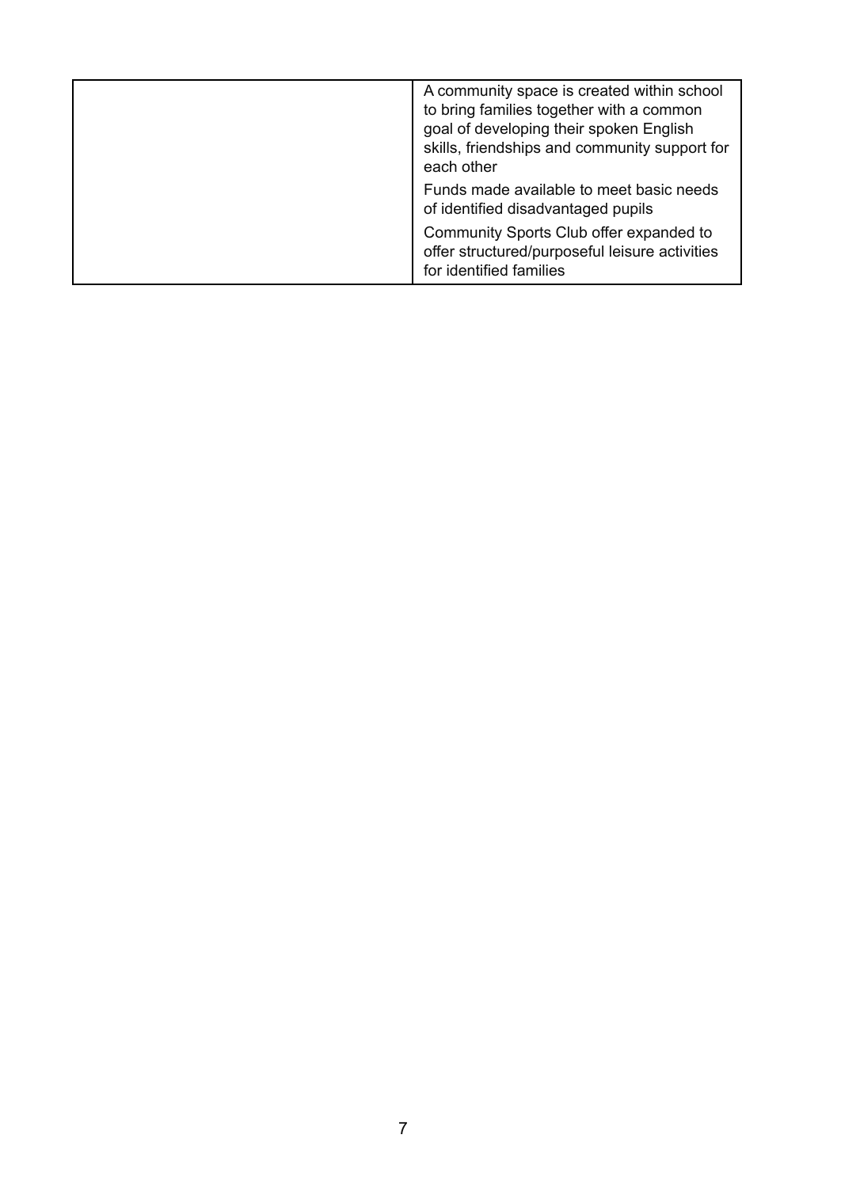| | |
|---|---|
| | A community space is created within school to bring families together with a common goal of developing their spoken English skills, friendships and community support for each other<br><br>Funds made available to meet basic needs of identified disadvantaged pupils<br><br>Community Sports Club offer expanded to offer structured/purposeful leisure activities for identified families |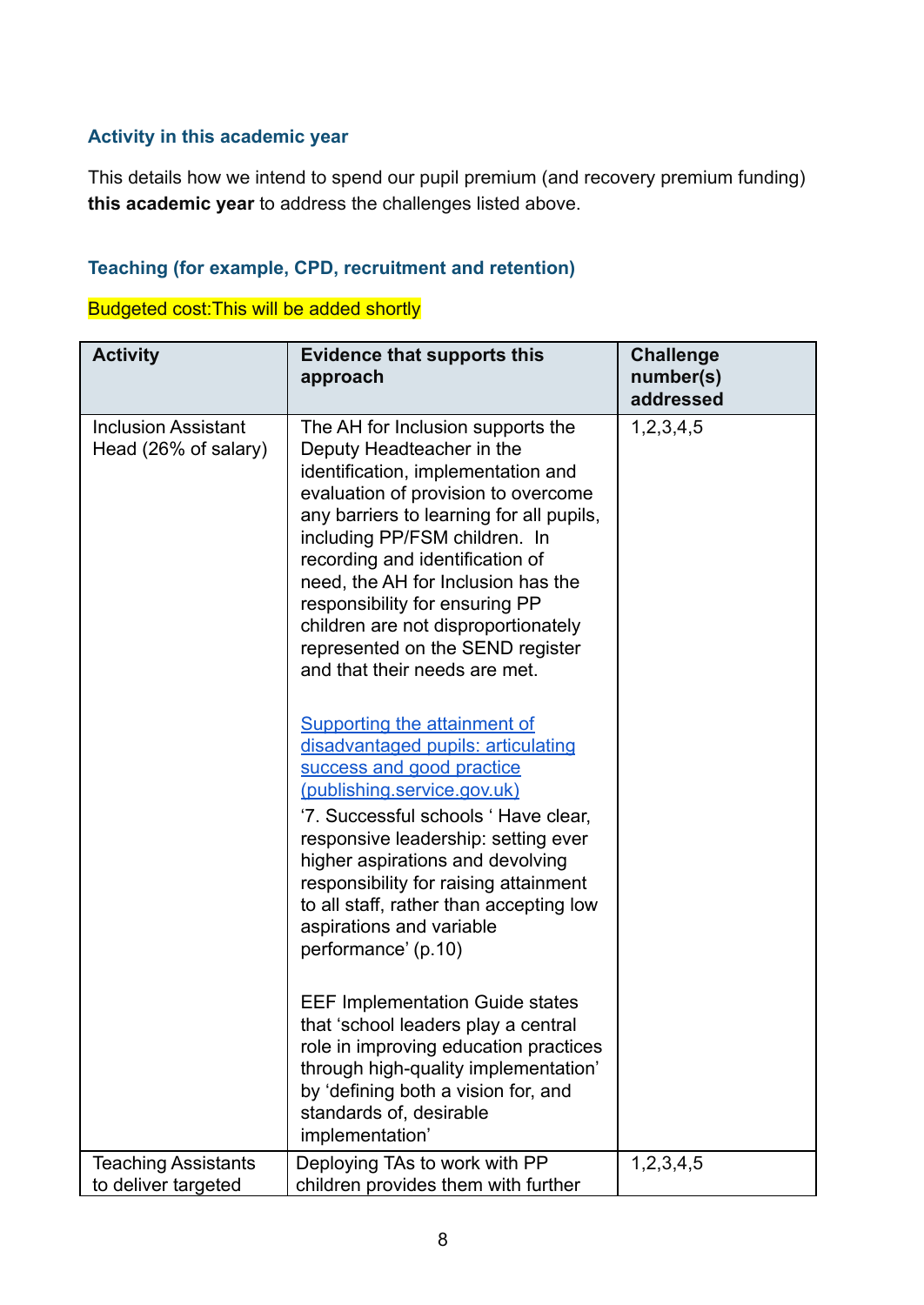### Activity in this academic year

This details how we intend to spend our pupil premium (and recovery premium funding) **this academic year** to address the challenges listed above.

### Teaching (for example, CPD, recruitment and retention)

Budgeted cost:This will be added shortly

| Activity | Evidence that supports this approach | Challenge number(s) addressed |
|---|---|---|
| Inclusion Assistant Head (26% of salary) | The AH for Inclusion supports the Deputy Headteacher in the identification, implementation and evaluation of provision to overcome any barriers to learning for all pupils, including PP/FSM children. In recording and identification of need, the AH for Inclusion has the responsibility for ensuring PP children are not disproportionately represented on the SEND register and that their needs are met.<br><br>[Supporting the attainment of disadvantaged pupils: articulating success and good practice (publishing.service.gov.uk)]<br>'7. Successful schools ' Have clear, responsive leadership: setting ever higher aspirations and devolving responsibility for raising attainment to all staff, rather than accepting low aspirations and variable performance' (p.10)<br><br>EEF Implementation Guide states that 'school leaders play a central role in improving education practices through high-quality implementation' by 'defining both a vision for, and standards of, desirable implementation' | 1,2,3,4,5 |
| Teaching Assistants to deliver targeted | Deploying TAs to work with PP children provides them with further | 1,2,3,4,5 |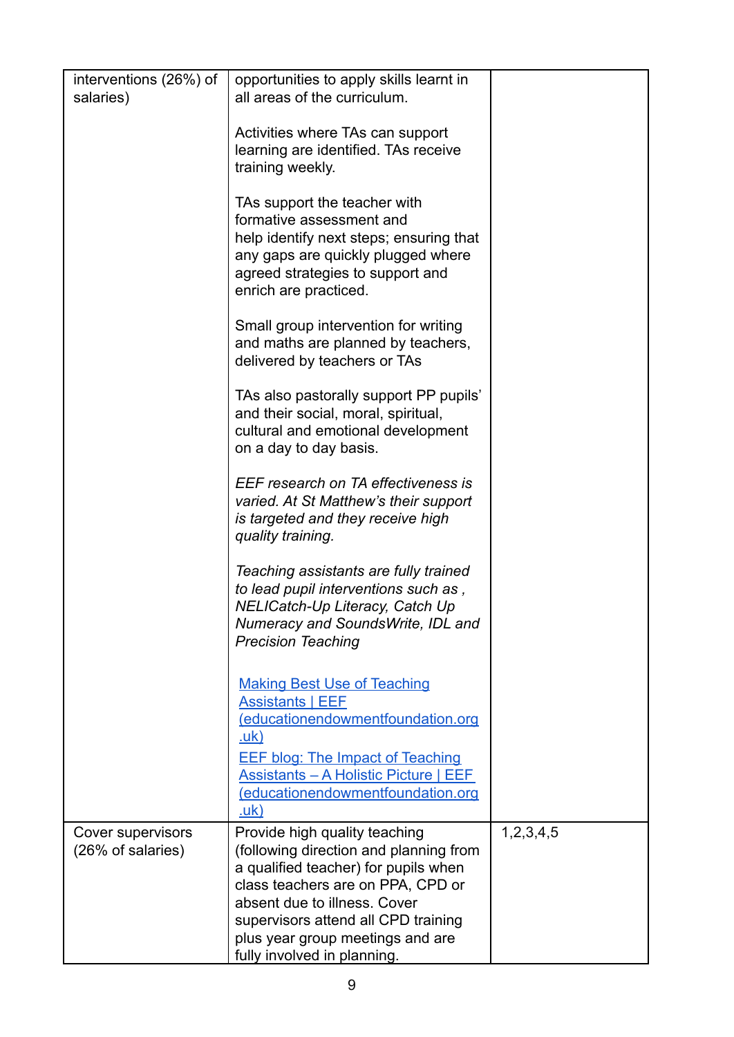| | | |
|---|---|---|
| interventions (26%) of salaries) | opportunities to apply skills learnt in all areas of the curriculum.<br><br>Activities where TAs can support learning are identified. TAs receive training weekly.<br><br>TAs support the teacher with formative assessment and help identify next steps; ensuring that any gaps are quickly plugged where agreed strategies to support and enrich are practiced.<br><br>Small group intervention for writing and maths are planned by teachers, delivered by teachers or TAs<br><br>TAs also pastorally support PP pupils' and their social, moral, spiritual, cultural and emotional development on a day to day basis.<br><br>*EEF research on TA effectiveness is varied. At St Matthew's their support is targeted and they receive high quality training.*<br><br>*Teaching assistants are fully trained to lead pupil interventions such as , NELICatch-Up Literacy, Catch Up Numeracy and SoundsWrite, IDL and Precision Teaching*<br><br>Making Best Use of Teaching Assistants \| EEF (educationendowmentfoundation.org.uk)<br>EEF blog: The Impact of Teaching Assistants – A Holistic Picture \| EEF (educationendowmentfoundation.org.uk) | |
| Cover supervisors (26% of salaries) | Provide high quality teaching (following direction and planning from a qualified teacher) for pupils when class teachers are on PPA, CPD or absent due to illness. Cover supervisors attend all CPD training plus year group meetings and are fully involved in planning. | 1,2,3,4,5 |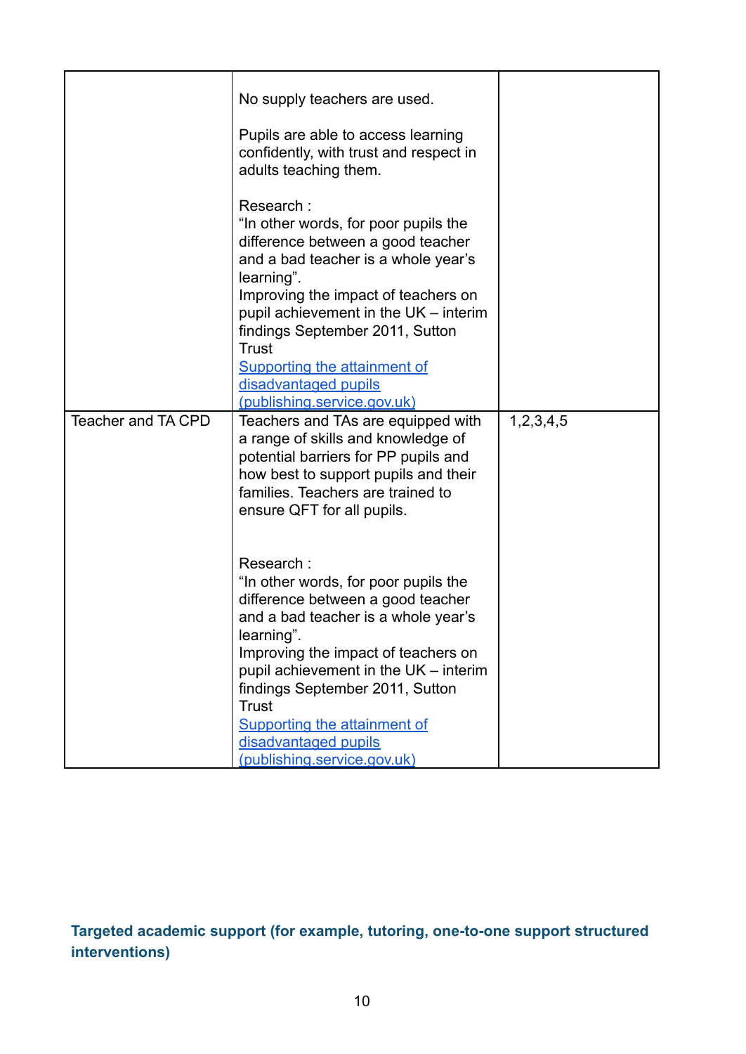| | | |
|---|---|---|
| | No supply teachers are used.<br><br>Pupils are able to access learning confidently, with trust and respect in adults teaching them.<br><br>Research :<br>"In other words, for poor pupils the difference between a good teacher and a bad teacher is a whole year's learning".<br>Improving the impact of teachers on pupil achievement in the UK – interim findings September 2011, Sutton Trust<br>[Supporting the attainment of disadvantaged pupils (publishing.service.gov.uk)]() | |
| Teacher and TA CPD | Teachers and TAs are equipped with a range of skills and knowledge of potential barriers for PP pupils and how best to support pupils and their families. Teachers are trained to ensure QFT for all pupils.<br><br>Research :<br>"In other words, for poor pupils the difference between a good teacher and a bad teacher is a whole year's learning".<br>Improving the impact of teachers on pupil achievement in the UK – interim findings September 2011, Sutton Trust<br>[Supporting the attainment of disadvantaged pupils (publishing.service.gov.uk)]() | 1,2,3,4,5 |

### Targeted academic support (for example, tutoring, one-to-one support structured interventions)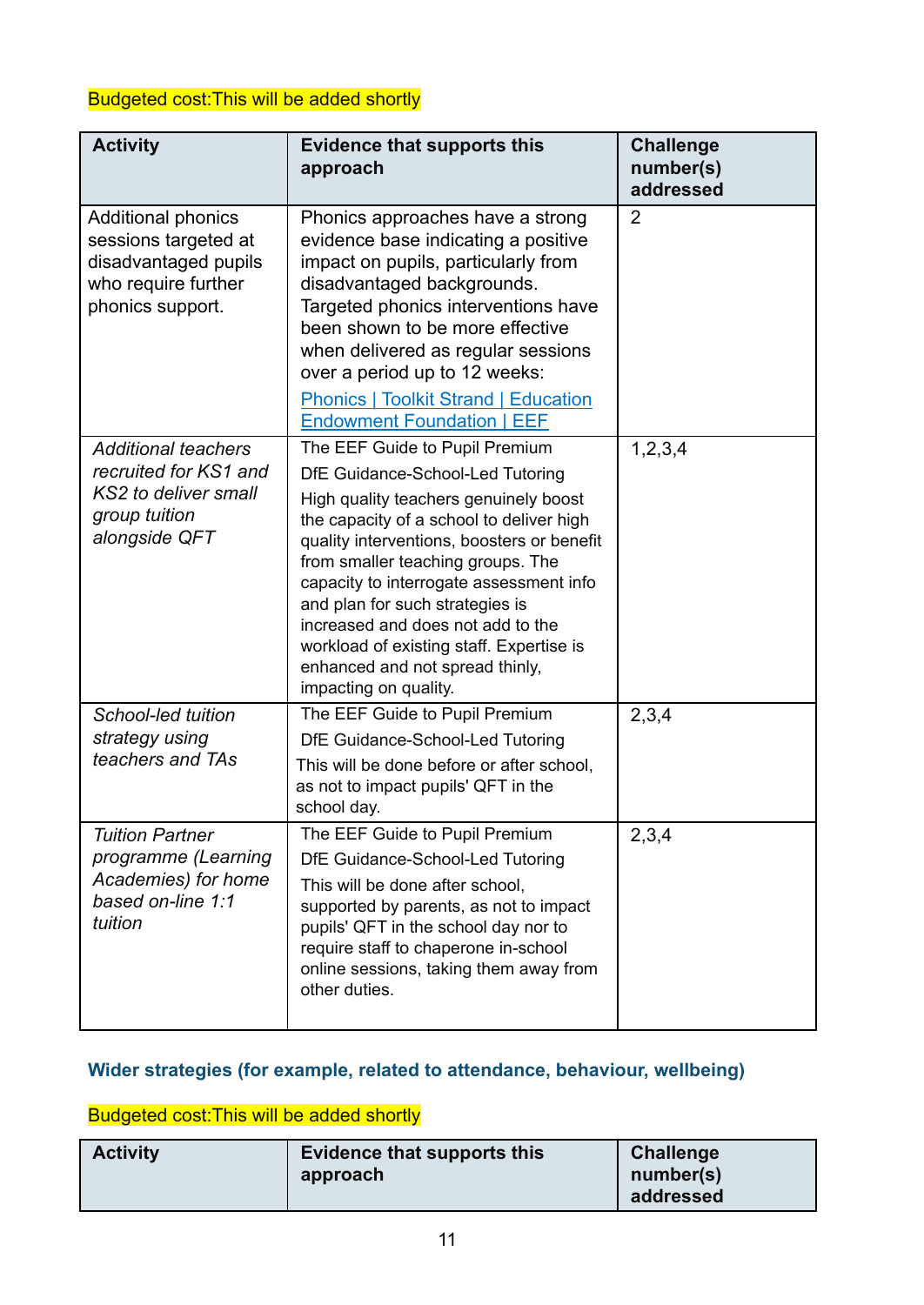Budgeted cost:This will be added shortly

| Activity | Evidence that supports this approach | Challenge number(s) addressed |
|---|---|---|
| Additional phonics sessions targeted at disadvantaged pupils who require further phonics support. | Phonics approaches have a strong evidence base indicating a positive impact on pupils, particularly from disadvantaged backgrounds. Targeted phonics interventions have been shown to be more effective when delivered as regular sessions over a period up to 12 weeks: [Phonics \| Toolkit Strand \| Education Endowment Foundation \| EEF] | 2 |
| *Additional teachers recruited for KS1 and KS2 to deliver small group tuition alongside QFT* | The EEF Guide to Pupil Premium<br>DfE Guidance-School-Led Tutoring<br>High quality teachers genuinely boost the capacity of a school to deliver high quality interventions, boosters or benefit from smaller teaching groups. The capacity to interrogate assessment info and plan for such strategies is increased and does not add to the workload of existing staff. Expertise is enhanced and not spread thinly, impacting on quality. | 1,2,3,4 |
| *School-led tuition strategy using teachers and TAs* | The EEF Guide to Pupil Premium<br>DfE Guidance-School-Led Tutoring<br>This will be done before or after school, as not to impact pupils' QFT in the school day. | 2,3,4 |
| *Tuition Partner programme (Learning Academies) for home based on-line 1:1 tuition* | The EEF Guide to Pupil Premium<br>DfE Guidance-School-Led Tutoring<br>This will be done after school, supported by parents, as not to impact pupils' QFT in the school day nor to require staff to chaperone in-school online sessions, taking them away from other duties. | 2,3,4 |

### Wider strategies (for example, related to attendance, behaviour, wellbeing)

Budgeted cost:This will be added shortly

| Activity | Evidence that supports this approach | Challenge number(s) addressed |
|---|---|---|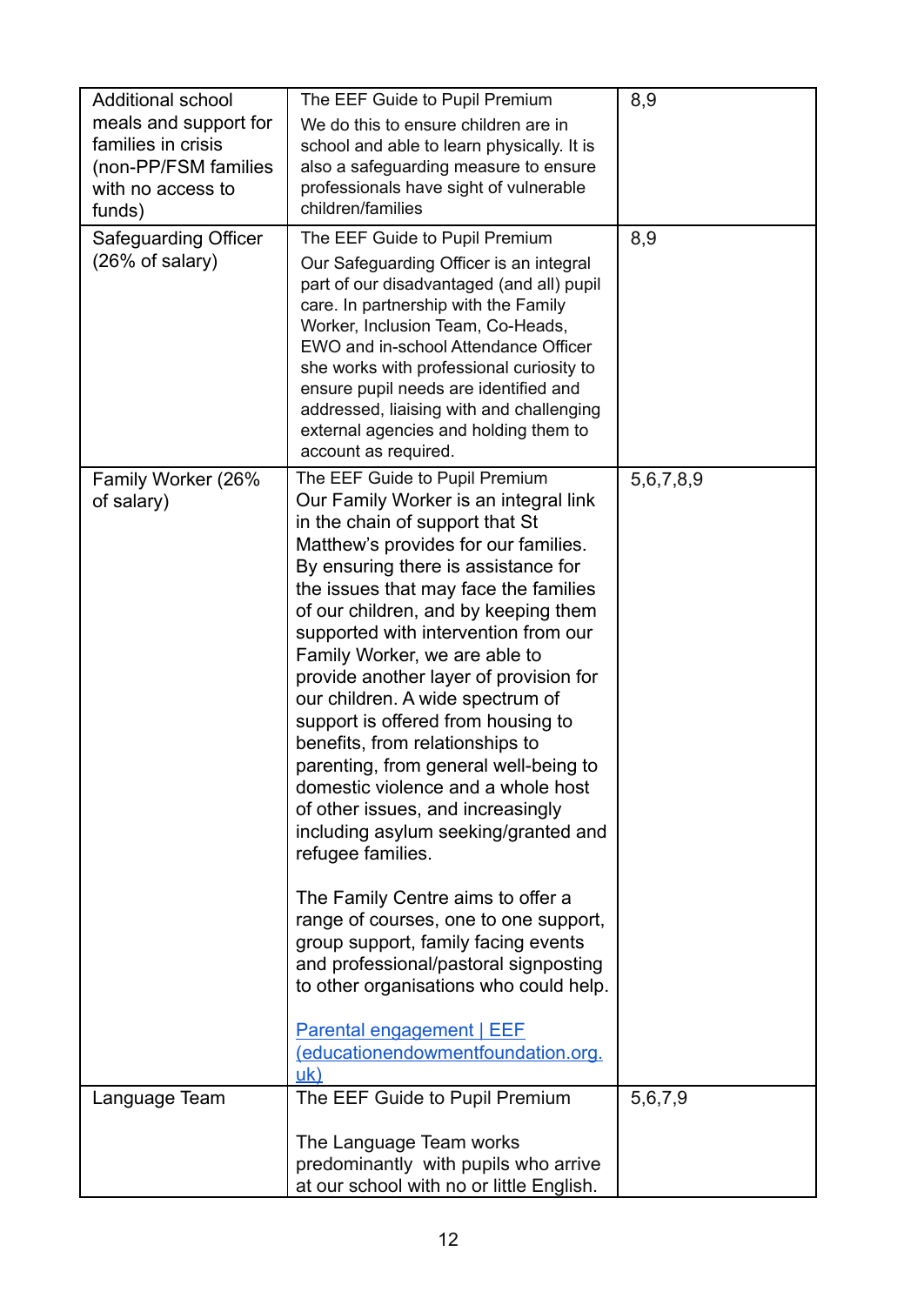| | | |
|---|---|---|
| Additional school meals and support for families in crisis (non-PP/FSM families with no access to funds) | The EEF Guide to Pupil Premium<br>We do this to ensure children are in school and able to learn physically. It is also a safeguarding measure to ensure professionals have sight of vulnerable children/families | 8,9 |
| Safeguarding Officer (26% of salary) | The EEF Guide to Pupil Premium<br>Our Safeguarding Officer is an integral part of our disadvantaged (and all) pupil care. In partnership with the Family Worker, Inclusion Team, Co-Heads, EWO and in-school Attendance Officer she works with professional curiosity to ensure pupil needs are identified and addressed, liaising with and challenging external agencies and holding them to account as required. | 8,9 |
| Family Worker (26% of salary) | The EEF Guide to Pupil Premium<br>Our Family Worker is an integral link in the chain of support that St Matthew's provides for our families. By ensuring there is assistance for the issues that may face the families of our children, and by keeping them supported with intervention from our Family Worker, we are able to provide another layer of provision for our children. A wide spectrum of support is offered from housing to benefits, from relationships to parenting, from general well-being to domestic violence and a whole host of other issues, and increasingly including asylum seeking/granted and refugee families.<br><br>The Family Centre aims to offer a range of courses, one to one support, group support, family facing events and professional/pastoral signposting to other organisations who could help.<br><br>[Parental engagement \| EEF (educationendowmentfoundation.org.uk)](educationendowmentfoundation.org.uk) | 5,6,7,8,9 |
| Language Team | The EEF Guide to Pupil Premium<br><br>The Language Team works predominantly with pupils who arrive at our school with no or little English. | 5,6,7,9 |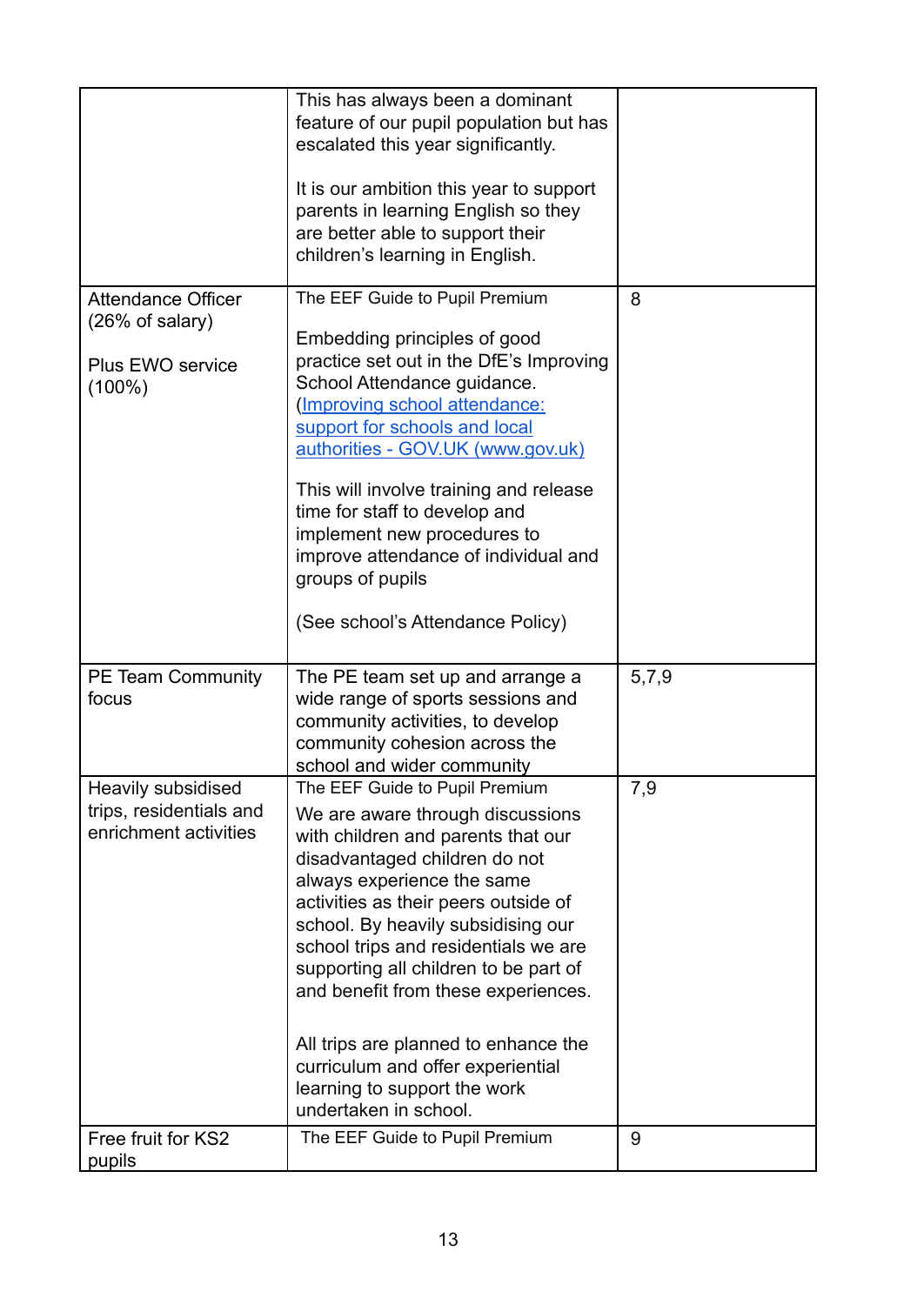| | | |
|---|---|---|
| | This has always been a dominant feature of our pupil population but has escalated this year significantly.<br><br>It is our ambition this year to support parents in learning English so they are better able to support their children's learning in English. | |
| Attendance Officer (26% of salary)<br><br>Plus EWO service (100%) | The EEF Guide to Pupil Premium<br><br>Embedding principles of good practice set out in the DfE's Improving School Attendance guidance. ([Improving school attendance: support for schools and local authorities - GOV.UK (www.gov.uk)](https://www.gov.uk))<br><br>This will involve training and release time for staff to develop and implement new procedures to improve attendance of individual and groups of pupils<br><br>(See school's Attendance Policy) | 8 |
| PE Team Community focus | The PE team set up and arrange a wide range of sports sessions and community activities, to develop community cohesion across the school and wider community | 5,7,9 |
| Heavily subsidised trips, residentials and enrichment activities | The EEF Guide to Pupil Premium<br>We are aware through discussions with children and parents that our disadvantaged children do not always experience the same activities as their peers outside of school. By heavily subsidising our school trips and residentials we are supporting all children to be part of and benefit from these experiences.<br><br>All trips are planned to enhance the curriculum and offer experiential learning to support the work undertaken in school. | 7,9 |
| Free fruit for KS2 pupils | The EEF Guide to Pupil Premium | 9 |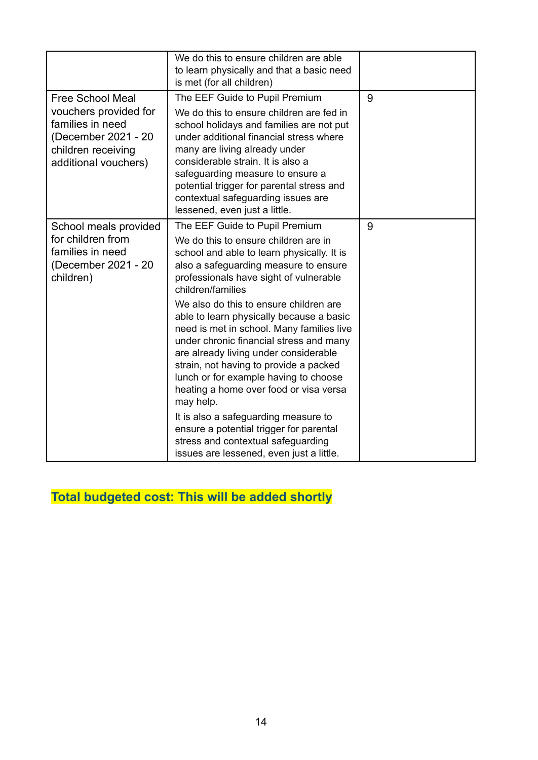| | | |
|---|---|---|
| | We do this to ensure children are able to learn physically and that a basic need is met (for all children) | |
| Free School Meal vouchers provided for families in need (December 2021 - 20 children receiving additional vouchers) | The EEF Guide to Pupil Premium<br><br>We do this to ensure children are fed in school holidays and families are not put under additional financial stress where many are living already under considerable strain. It is also a safeguarding measure to ensure a potential trigger for parental stress and contextual safeguarding issues are lessened, even just a little. | 9 |
| School meals provided for children from families in need (December 2021 - 20 children) | The EEF Guide to Pupil Premium<br><br>We do this to ensure children are in school and able to learn physically. It is also a safeguarding measure to ensure professionals have sight of vulnerable children/families<br><br>We also do this to ensure children are able to learn physically because a basic need is met in school. Many families live under chronic financial stress and many are already living under considerable strain, not having to provide a packed lunch or for example having to choose heating a home over food or visa versa may help.<br><br>It is also a safeguarding measure to ensure a potential trigger for parental stress and contextual safeguarding issues are lessened, even just a little. | 9 |

**Total budgeted cost: This will be added shortly**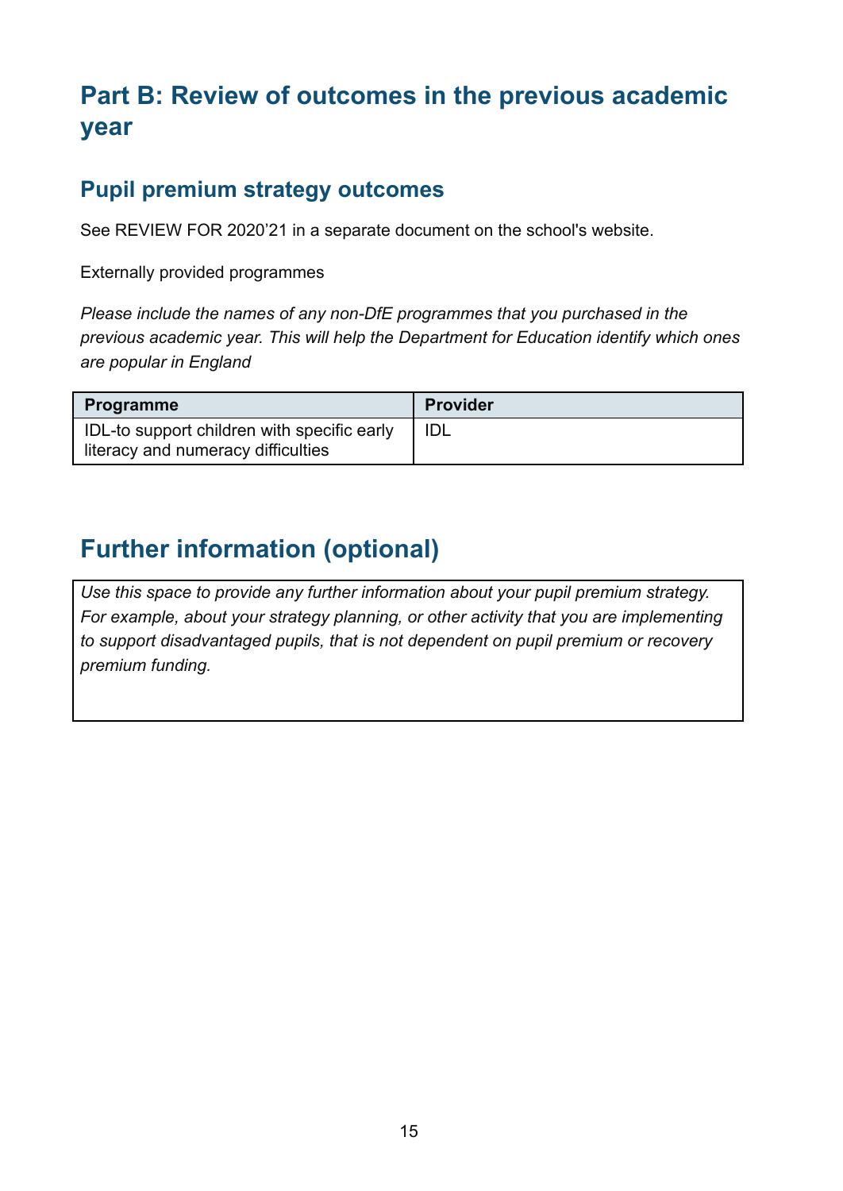# Part B: Review of outcomes in the previous academic year

## Pupil premium strategy outcomes

See REVIEW FOR 2020'21 in a separate document on the school's website.

Externally provided programmes

*Please include the names of any non-DfE programmes that you purchased in the previous academic year. This will help the Department for Education identify which ones are popular in England*

| Programme | Provider |
|---|---|
| IDL-to support children with specific early literacy and numeracy difficulties | IDL |

# Further information (optional)

*Use this space to provide any further information about your pupil premium strategy. For example, about your strategy planning, or other activity that you are implementing to support disadvantaged pupils, that is not dependent on pupil premium or recovery premium funding.*